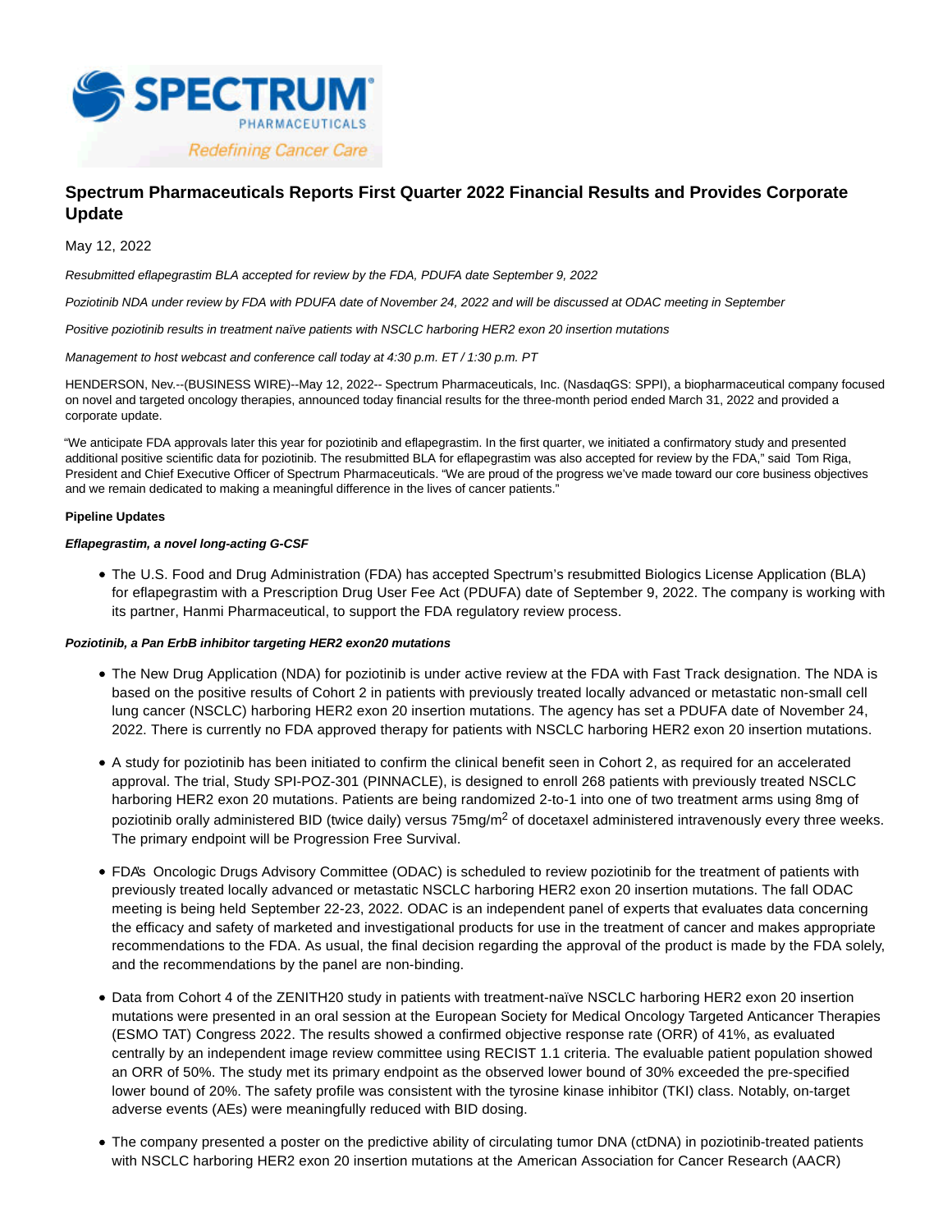# Spectrum Pharmaceuticals Reports First Quarter 2022 Financial Results and Provides Corporate Update

May 12, 2022

*Resubmitted eflapegrastim BLA accepted for review by the FDA, PDUFA date September 9, 2022*

*Poziotinib NDA under review by FDA with PDUFA date of November 24, 2022 and will be discussed at ODAC meeting in September*

*Positive poziotinib results in treatment naïve patients with NSCLC harboring HER2 exon 20 insertion mutations*

*Management to host webcast and conference call today at 4:30 p.m. ET / 1:30 p.m. PT*

HENDERSON, Nev.--(BUSINESS WIRE)--May 12, 2022-- Spectrum Pharmaceuticals, Inc. (NasdaqGS: SPPI), a biopharmaceutical company focused on novel and targeted oncology therapies, announced today financial results for the three-month period ended March 31, 2022 and provided a corporate update.

"We anticipate FDA approvals later this year for poziotinib and eflapegrastim. In the first quarter, we initiated a confirmatory study and presented additional positive scientific data for poziotinib. The resubmitted BLA for eflapegrastim was also accepted for review by the FDA," said Tom Riga, President and Chief Executive Officer of Spectrum Pharmaceuticals. "We are proud of the progress we've made toward our core business objectives and we remain dedicated to making a meaningful difference in the lives of cancer patients."

**Pipeline Updates**

***Eflapegrastim, a novel long-acting G-CSF***

- The U.S. Food and Drug Administration (FDA) has accepted Spectrum's resubmitted Biologics License Application (BLA) for eflapegrastim with a Prescription Drug User Fee Act (PDUFA) date of September 9, 2022. The company is working with its partner, Hanmi Pharmaceutical, to support the FDA regulatory review process.

***Poziotinib, a Pan ErbB inhibitor targeting HER2 exon20 mutations***

- The New Drug Application (NDA) for poziotinib is under active review at the FDA with Fast Track designation. The NDA is based on the positive results of Cohort 2 in patients with previously treated locally advanced or metastatic non-small cell lung cancer (NSCLC) harboring HER2 exon 20 insertion mutations. The agency has set a PDUFA date of November 24, 2022. There is currently no FDA approved therapy for patients with NSCLC harboring HER2 exon 20 insertion mutations.
- A study for poziotinib has been initiated to confirm the clinical benefit seen in Cohort 2, as required for an accelerated approval. The trial, Study SPI-POZ-301 (PINNACLE), is designed to enroll 268 patients with previously treated NSCLC harboring HER2 exon 20 mutations. Patients are being randomized 2-to-1 into one of two treatment arms using 8mg of poziotinib orally administered BID (twice daily) versus 75mg/m$^2$ of docetaxel administered intravenously every three weeks. The primary endpoint will be Progression Free Survival.
- FDA's Oncologic Drugs Advisory Committee (ODAC) is scheduled to review poziotinib for the treatment of patients with previously treated locally advanced or metastatic NSCLC harboring HER2 exon 20 insertion mutations. The fall ODAC meeting is being held September 22-23, 2022. ODAC is an independent panel of experts that evaluates data concerning the efficacy and safety of marketed and investigational products for use in the treatment of cancer and makes appropriate recommendations to the FDA. As usual, the final decision regarding the approval of the product is made by the FDA solely, and the recommendations by the panel are non-binding.
- Data from Cohort 4 of the ZENITH20 study in patients with treatment-naïve NSCLC harboring HER2 exon 20 insertion mutations were presented in an oral session at the European Society for Medical Oncology Targeted Anticancer Therapies (ESMO TAT) Congress 2022. The results showed a confirmed objective response rate (ORR) of 41%, as evaluated centrally by an independent image review committee using RECIST 1.1 criteria. The evaluable patient population showed an ORR of 50%. The study met its primary endpoint as the observed lower bound of 30% exceeded the pre-specified lower bound of 20%. The safety profile was consistent with the tyrosine kinase inhibitor (TKI) class. Notably, on-target adverse events (AEs) were meaningfully reduced with BID dosing.
- The company presented a poster on the predictive ability of circulating tumor DNA (ctDNA) in poziotinib-treated patients with NSCLC harboring HER2 exon 20 insertion mutations at the American Association for Cancer Research (AACR)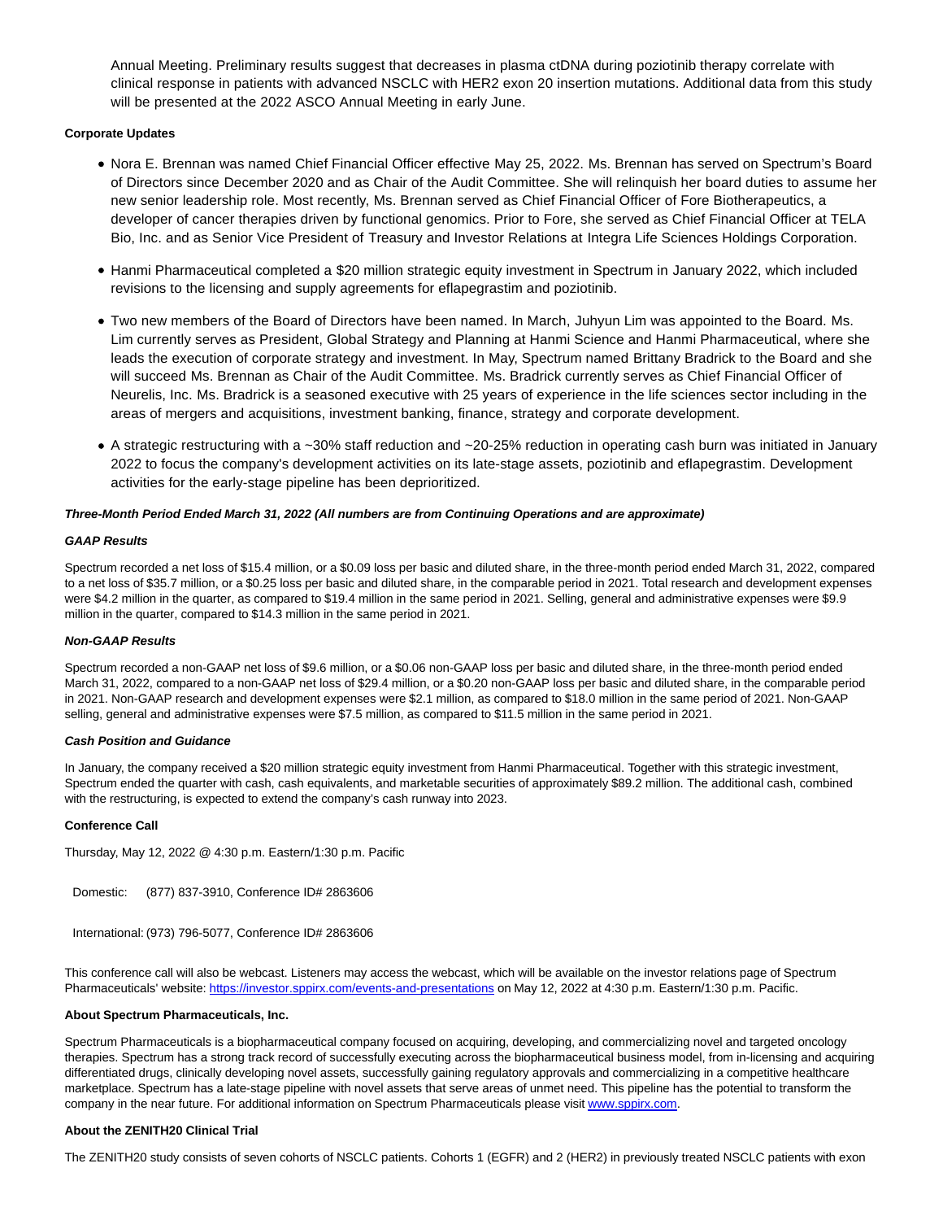Annual Meeting. Preliminary results suggest that decreases in plasma ctDNA during poziotinib therapy correlate with clinical response in patients with advanced NSCLC with HER2 exon 20 insertion mutations. Additional data from this study will be presented at the 2022 ASCO Annual Meeting in early June.

**Corporate Updates**

- Nora E. Brennan was named Chief Financial Officer effective May 25, 2022. Ms. Brennan has served on Spectrum's Board of Directors since December 2020 and as Chair of the Audit Committee. She will relinquish her board duties to assume her new senior leadership role. Most recently, Ms. Brennan served as Chief Financial Officer of Fore Biotherapeutics, a developer of cancer therapies driven by functional genomics. Prior to Fore, she served as Chief Financial Officer at TELA Bio, Inc. and as Senior Vice President of Treasury and Investor Relations at Integra Life Sciences Holdings Corporation.

- Hanmi Pharmaceutical completed a $20 million strategic equity investment in Spectrum in January 2022, which included revisions to the licensing and supply agreements for eflapegrastim and poziotinib.

- Two new members of the Board of Directors have been named. In March, Juhyun Lim was appointed to the Board. Ms. Lim currently serves as President, Global Strategy and Planning at Hanmi Science and Hanmi Pharmaceutical, where she leads the execution of corporate strategy and investment. In May, Spectrum named Brittany Bradrick to the Board and she will succeed Ms. Brennan as Chair of the Audit Committee. Ms. Bradrick currently serves as Chief Financial Officer of Neurelis, Inc. Ms. Bradrick is a seasoned executive with 25 years of experience in the life sciences sector including in the areas of mergers and acquisitions, investment banking, finance, strategy and corporate development.

- A strategic restructuring with a ~30% staff reduction and ~20-25% reduction in operating cash burn was initiated in January 2022 to focus the company's development activities on its late-stage assets, poziotinib and eflapegrastim. Development activities for the early-stage pipeline has been deprioritized.

***Three-Month Period Ended March 31, 2022 (All numbers are from Continuing Operations and are approximate)***

***GAAP Results***

Spectrum recorded a net loss of $15.4 million, or a $0.09 loss per basic and diluted share, in the three-month period ended March 31, 2022, compared to a net loss of $35.7 million, or a $0.25 loss per basic and diluted share, in the comparable period in 2021. Total research and development expenses were $4.2 million in the quarter, as compared to $19.4 million in the same period in 2021. Selling, general and administrative expenses were $9.9 million in the quarter, compared to $14.3 million in the same period in 2021.

***Non-GAAP Results***

Spectrum recorded a non-GAAP net loss of $9.6 million, or a $0.06 non-GAAP loss per basic and diluted share, in the three-month period ended March 31, 2022, compared to a non-GAAP net loss of $29.4 million, or a $0.20 non-GAAP loss per basic and diluted share, in the comparable period in 2021. Non-GAAP research and development expenses were $2.1 million, as compared to $18.0 million in the same period of 2021. Non-GAAP selling, general and administrative expenses were $7.5 million, as compared to $11.5 million in the same period in 2021.

***Cash Position and Guidance***

In January, the company received a $20 million strategic equity investment from Hanmi Pharmaceutical. Together with this strategic investment, Spectrum ended the quarter with cash, cash equivalents, and marketable securities of approximately $89.2 million. The additional cash, combined with the restructuring, is expected to extend the company's cash runway into 2023.

**Conference Call**

Thursday, May 12, 2022 @ 4:30 p.m. Eastern/1:30 p.m. Pacific

Domestic: (877) 837-3910, Conference ID# 2863606

International: (973) 796-5077, Conference ID# 2863606

This conference call will also be webcast. Listeners may access the webcast, which will be available on the investor relations page of Spectrum Pharmaceuticals' website: https://investor.sppirx.com/events-and-presentations on May 12, 2022 at 4:30 p.m. Eastern/1:30 p.m. Pacific.

**About Spectrum Pharmaceuticals, Inc.**

Spectrum Pharmaceuticals is a biopharmaceutical company focused on acquiring, developing, and commercializing novel and targeted oncology therapies. Spectrum has a strong track record of successfully executing across the biopharmaceutical business model, from in-licensing and acquiring differentiated drugs, clinically developing novel assets, successfully gaining regulatory approvals and commercializing in a competitive healthcare marketplace. Spectrum has a late-stage pipeline with novel assets that serve areas of unmet need. This pipeline has the potential to transform the company in the near future. For additional information on Spectrum Pharmaceuticals please visit www.sppirx.com.

**About the ZENITH20 Clinical Trial**

The ZENITH20 study consists of seven cohorts of NSCLC patients. Cohorts 1 (EGFR) and 2 (HER2) in previously treated NSCLC patients with exon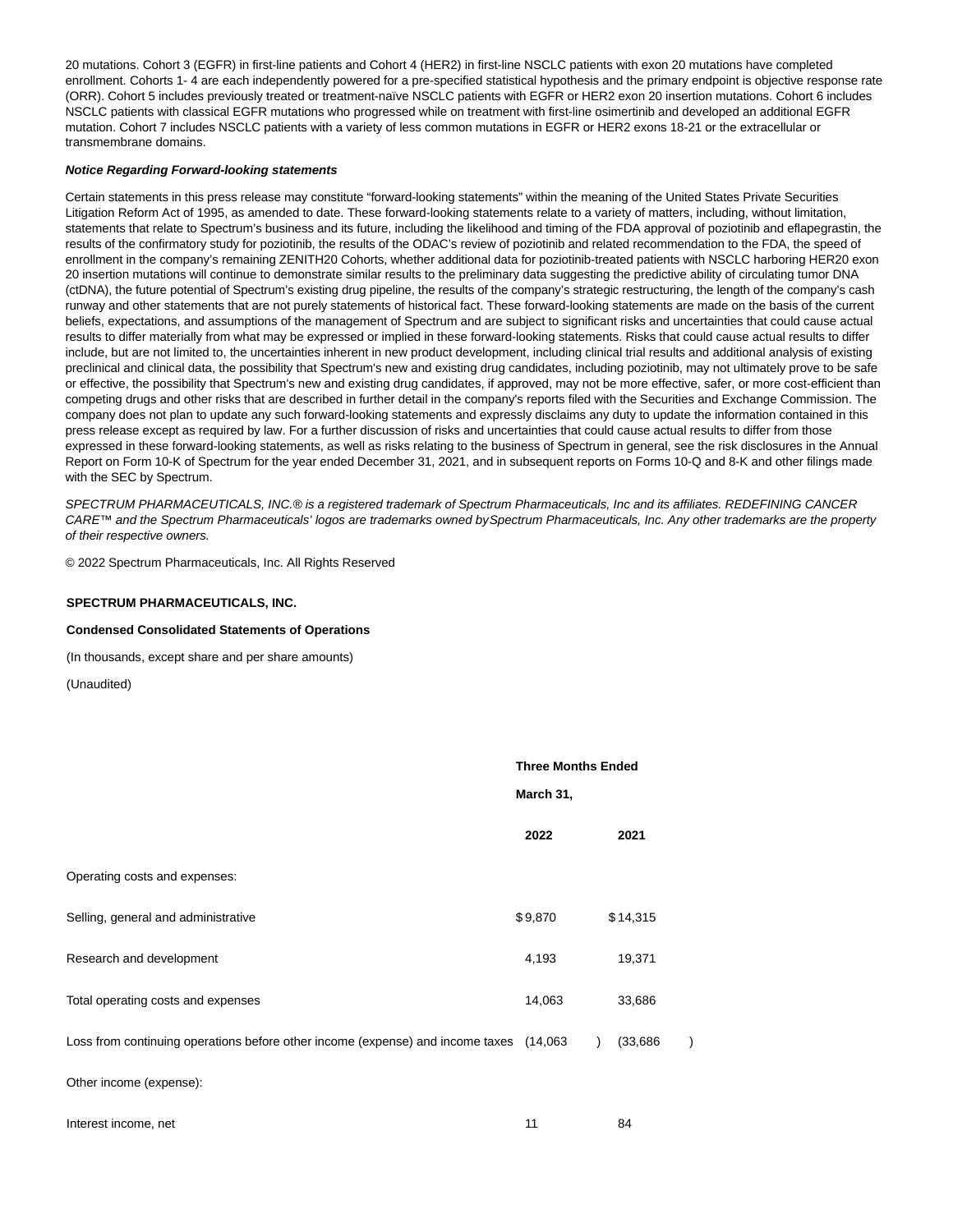20 mutations. Cohort 3 (EGFR) in first-line patients and Cohort 4 (HER2) in first-line NSCLC patients with exon 20 mutations have completed enrollment. Cohorts 1- 4 are each independently powered for a pre-specified statistical hypothesis and the primary endpoint is objective response rate (ORR). Cohort 5 includes previously treated or treatment-naïve NSCLC patients with EGFR or HER2 exon 20 insertion mutations. Cohort 6 includes NSCLC patients with classical EGFR mutations who progressed while on treatment with first-line osimertinib and developed an additional EGFR mutation. Cohort 7 includes NSCLC patients with a variety of less common mutations in EGFR or HER2 exons 18-21 or the extracellular or transmembrane domains.

***Notice Regarding Forward-looking statements***

Certain statements in this press release may constitute "forward-looking statements" within the meaning of the United States Private Securities Litigation Reform Act of 1995, as amended to date. These forward-looking statements relate to a variety of matters, including, without limitation, statements that relate to Spectrum's business and its future, including the likelihood and timing of the FDA approval of poziotinib and eflapegrastin, the results of the confirmatory study for poziotinib, the results of the ODAC's review of poziotinib and related recommendation to the FDA, the speed of enrollment in the company's remaining ZENITH20 Cohorts, whether additional data for poziotinib-treated patients with NSCLC harboring HER20 exon 20 insertion mutations will continue to demonstrate similar results to the preliminary data suggesting the predictive ability of circulating tumor DNA (ctDNA), the future potential of Spectrum's existing drug pipeline, the results of the company's strategic restructuring, the length of the company's cash runway and other statements that are not purely statements of historical fact. These forward-looking statements are made on the basis of the current beliefs, expectations, and assumptions of the management of Spectrum and are subject to significant risks and uncertainties that could cause actual results to differ materially from what may be expressed or implied in these forward-looking statements. Risks that could cause actual results to differ include, but are not limited to, the uncertainties inherent in new product development, including clinical trial results and additional analysis of existing preclinical and clinical data, the possibility that Spectrum's new and existing drug candidates, including poziotinib, may not ultimately prove to be safe or effective, the possibility that Spectrum's new and existing drug candidates, if approved, may not be more effective, safer, or more cost-efficient than competing drugs and other risks that are described in further detail in the company's reports filed with the Securities and Exchange Commission. The company does not plan to update any such forward-looking statements and expressly disclaims any duty to update the information contained in this press release except as required by law. For a further discussion of risks and uncertainties that could cause actual results to differ from those expressed in these forward-looking statements, as well as risks relating to the business of Spectrum in general, see the risk disclosures in the Annual Report on Form 10-K of Spectrum for the year ended December 31, 2021, and in subsequent reports on Forms 10-Q and 8-K and other filings made with the SEC by Spectrum.

*SPECTRUM PHARMACEUTICALS, INC.® is a registered trademark of Spectrum Pharmaceuticals, Inc and its affiliates. REDEFINING CANCER CARE™ and the Spectrum Pharmaceuticals' logos are trademarks owned bySpectrum Pharmaceuticals, Inc. Any other trademarks are the property of their respective owners.*

© 2022 Spectrum Pharmaceuticals, Inc. All Rights Reserved

**SPECTRUM PHARMACEUTICALS, INC.**

**Condensed Consolidated Statements of Operations**

(In thousands, except share and per share amounts)

(Unaudited)

| | **Three Months Ended March 31,** | |
|---|---|---|
| | **2022** | **2021** |
| Operating costs and expenses: | | |
| Selling, general and administrative | $ 9,870 | $ 14,315 |
| Research and development | 4,193 | 19,371 |
| Total operating costs and expenses | 14,063 | 33,686 |
| Loss from continuing operations before other income (expense) and income taxes | (14,063) | (33,686) |
| Other income (expense): | | |
| Interest income, net | 11 | 84 |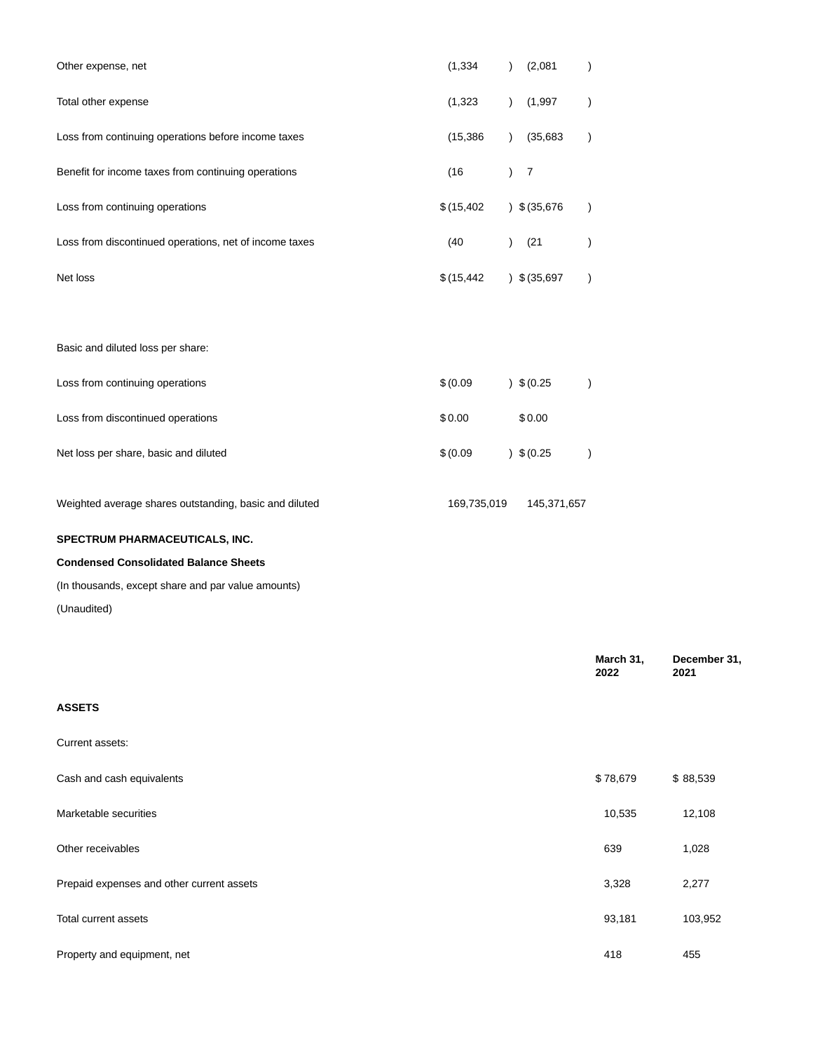| | | |
|---|---|---|
| Other expense, net | (1,334) | (2,081) |
| Total other expense | (1,323) | (1,997) |
| Loss from continuing operations before income taxes | (15,386) | (35,683) |
| Benefit for income taxes from continuing operations | (16) | 7 |
| Loss from continuing operations | $ (15,402) | $ (35,676) |
| Loss from discontinued operations, net of income taxes | (40) | (21) |
| Net loss | $ (15,442) | $ (35,697) |
| | | |
| Basic and diluted loss per share: | | |
| Loss from continuing operations | $ (0.09) | $ (0.25) |
| Loss from discontinued operations | $ 0.00 | $ 0.00 |
| Net loss per share, basic and diluted | $ (0.09) | $ (0.25) |
| | | |
| Weighted average shares outstanding, basic and diluted | 169,735,019 | 145,371,657 |

**SPECTRUM PHARMACEUTICALS, INC.**

**Condensed Consolidated Balance Sheets**

(In thousands, except share and par value amounts)

(Unaudited)

| | **March 31, 2022** | **December 31, 2021** |
|---|---|---|
| **ASSETS** | | |
| Current assets: | | |
| Cash and cash equivalents | $ 78,679 | $ 88,539 |
| Marketable securities | 10,535 | 12,108 |
| Other receivables | 639 | 1,028 |
| Prepaid expenses and other current assets | 3,328 | 2,277 |
| Total current assets | 93,181 | 103,952 |
| Property and equipment, net | 418 | 455 |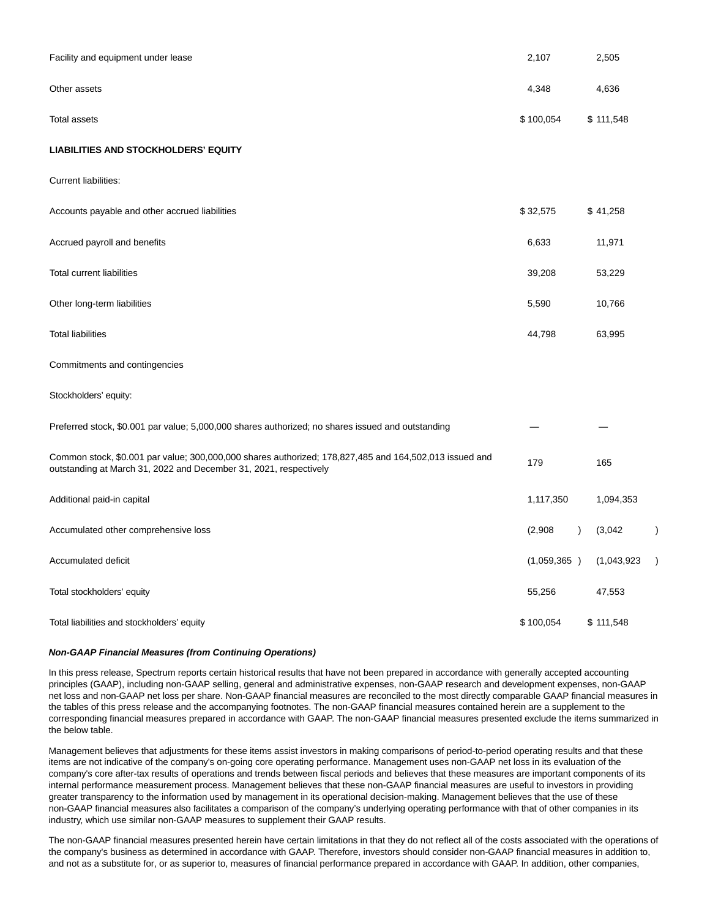| | | |
|---|---|---|
| Facility and equipment under lease | 2,107 | 2,505 |
| Other assets | 4,348 | 4,636 |
| Total assets | $ 100,054 | $ 111,548 |
| **LIABILITIES AND STOCKHOLDERS' EQUITY** | | |
| Current liabilities: | | |
| Accounts payable and other accrued liabilities | $ 32,575 | $ 41,258 |
| Accrued payroll and benefits | 6,633 | 11,971 |
| Total current liabilities | 39,208 | 53,229 |
| Other long-term liabilities | 5,590 | 10,766 |
| Total liabilities | 44,798 | 63,995 |
| Commitments and contingencies | | |
| Stockholders' equity: | | |
| Preferred stock, $0.001 par value; 5,000,000 shares authorized; no shares issued and outstanding | — | — |
| Common stock, $0.001 par value; 300,000,000 shares authorized; 178,827,485 and 164,502,013 issued and outstanding at March 31, 2022 and December 31, 2021, respectively | 179 | 165 |
| Additional paid-in capital | 1,117,350 | 1,094,353 |
| Accumulated other comprehensive loss | (2,908 ) | (3,042 ) |
| Accumulated deficit | (1,059,365 ) | (1,043,923 ) |
| Total stockholders' equity | 55,256 | 47,553 |
| Total liabilities and stockholders' equity | $ 100,054 | $ 111,548 |

***Non-GAAP Financial Measures (from Continuing Operations)***

In this press release, Spectrum reports certain historical results that have not been prepared in accordance with generally accepted accounting principles (GAAP), including non-GAAP selling, general and administrative expenses, non-GAAP research and development expenses, non-GAAP net loss and non-GAAP net loss per share. Non-GAAP financial measures are reconciled to the most directly comparable GAAP financial measures in the tables of this press release and the accompanying footnotes. The non-GAAP financial measures contained herein are a supplement to the corresponding financial measures prepared in accordance with GAAP. The non-GAAP financial measures presented exclude the items summarized in the below table.

Management believes that adjustments for these items assist investors in making comparisons of period-to-period operating results and that these items are not indicative of the company's on-going core operating performance. Management uses non-GAAP net loss in its evaluation of the company's core after-tax results of operations and trends between fiscal periods and believes that these measures are important components of its internal performance measurement process. Management believes that these non-GAAP financial measures are useful to investors in providing greater transparency to the information used by management in its operational decision-making. Management believes that the use of these non-GAAP financial measures also facilitates a comparison of the company's underlying operating performance with that of other companies in its industry, which use similar non-GAAP measures to supplement their GAAP results.

The non-GAAP financial measures presented herein have certain limitations in that they do not reflect all of the costs associated with the operations of the company's business as determined in accordance with GAAP. Therefore, investors should consider non-GAAP financial measures in addition to, and not as a substitute for, or as superior to, measures of financial performance prepared in accordance with GAAP. In addition, other companies,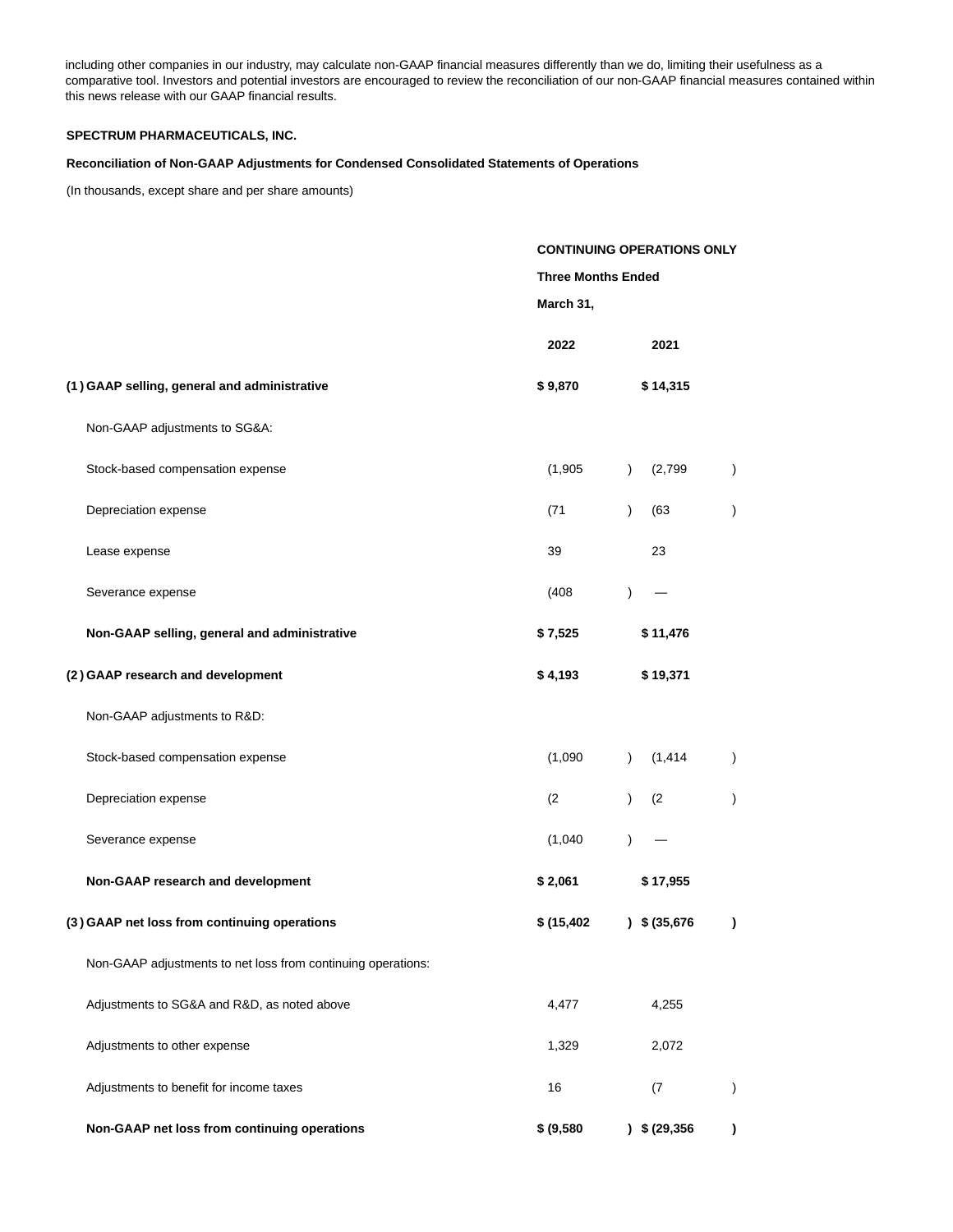including other companies in our industry, may calculate non-GAAP financial measures differently than we do, limiting their usefulness as a comparative tool. Investors and potential investors are encouraged to review the reconciliation of our non-GAAP financial measures contained within this news release with our GAAP financial results.

**SPECTRUM PHARMACEUTICALS, INC.**

**Reconciliation of Non-GAAP Adjustments for Condensed Consolidated Statements of Operations**

(In thousands, except share and per share amounts)

| | **CONTINUING OPERATIONS ONLY** | |
|---|---|---|
| | **Three Months Ended March 31,** | |
| | **2022** | **2021** |
| **(1) GAAP selling, general and administrative** | **$ 9,870** | **$ 14,315** |
| Non-GAAP adjustments to SG&A: | | |
| Stock-based compensation expense | (1,905) | (2,799) |
| Depreciation expense | (71) | (63) |
| Lease expense | 39 | 23 |
| Severance expense | (408) | — |
| **Non-GAAP selling, general and administrative** | **$ 7,525** | **$ 11,476** |
| **(2) GAAP research and development** | **$ 4,193** | **$ 19,371** |
| Non-GAAP adjustments to R&D: | | |
| Stock-based compensation expense | (1,090) | (1,414) |
| Depreciation expense | (2) | (2) |
| Severance expense | (1,040) | — |
| **Non-GAAP research and development** | **$ 2,061** | **$ 17,955** |
| **(3) GAAP net loss from continuing operations** | **$ (15,402)** | **$ (35,676)** |
| Non-GAAP adjustments to net loss from continuing operations: | | |
| Adjustments to SG&A and R&D, as noted above | 4,477 | 4,255 |
| Adjustments to other expense | 1,329 | 2,072 |
| Adjustments to benefit for income taxes | 16 | (7) |
| **Non-GAAP net loss from continuing operations** | **$ (9,580)** | **$ (29,356)** |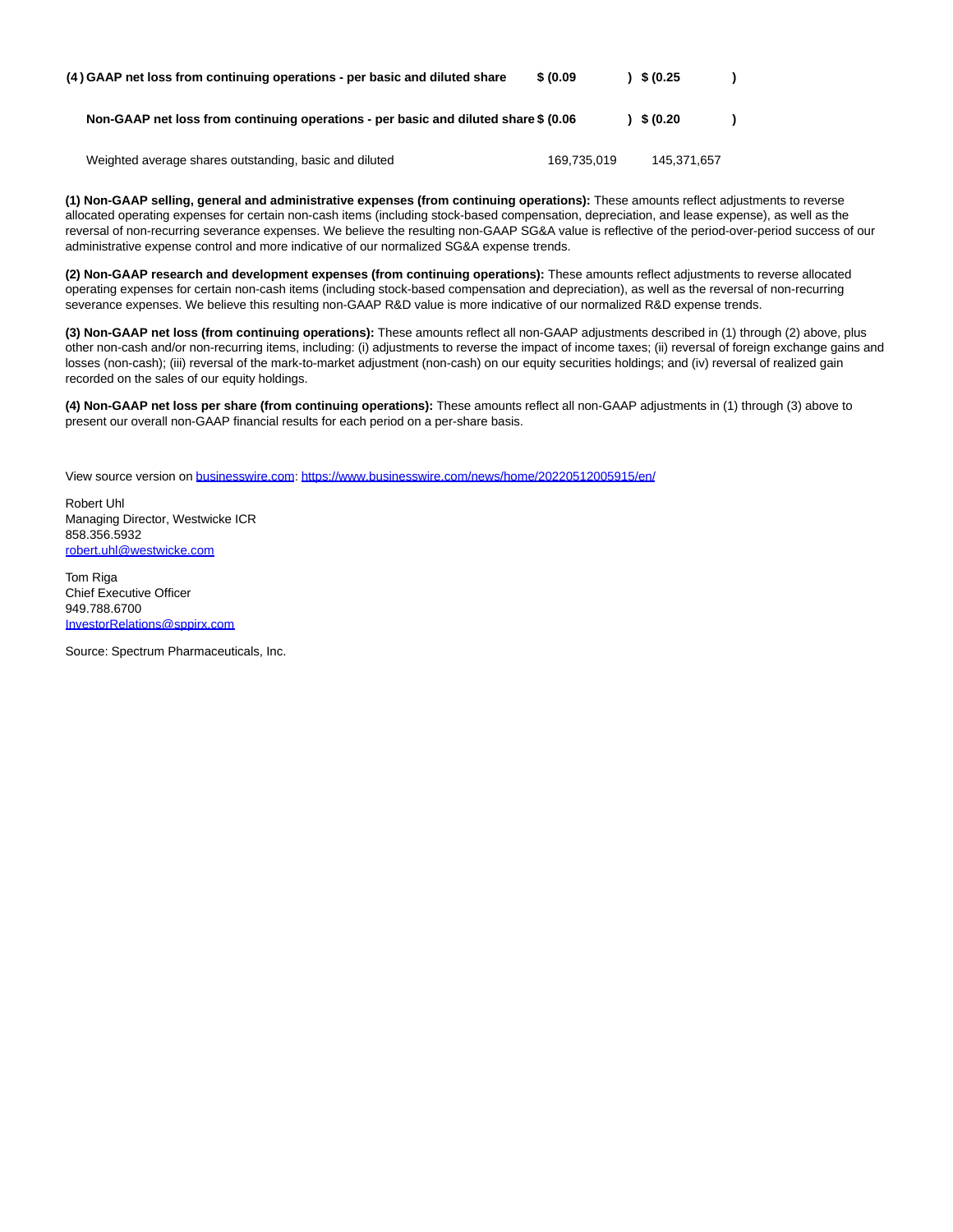| | | |
|---|---|---|
| **(4) GAAP net loss from continuing operations - per basic and diluted share** | **$ (0.09 )** | **$ (0.25 )** |
| **Non-GAAP net loss from continuing operations - per basic and diluted share** | **$ (0.06 )** | **$ (0.20 )** |
| Weighted average shares outstanding, basic and diluted | 169,735,019 | 145,371,657 |

**(1) Non-GAAP selling, general and administrative expenses (from continuing operations):** These amounts reflect adjustments to reverse allocated operating expenses for certain non-cash items (including stock-based compensation, depreciation, and lease expense), as well as the reversal of non-recurring severance expenses. We believe the resulting non-GAAP SG&A value is reflective of the period-over-period success of our administrative expense control and more indicative of our normalized SG&A expense trends.

**(2) Non-GAAP research and development expenses (from continuing operations):** These amounts reflect adjustments to reverse allocated operating expenses for certain non-cash items (including stock-based compensation and depreciation), as well as the reversal of non-recurring severance expenses. We believe this resulting non-GAAP R&D value is more indicative of our normalized R&D expense trends.

**(3) Non-GAAP net loss (from continuing operations):** These amounts reflect all non-GAAP adjustments described in (1) through (2) above, plus other non-cash and/or non-recurring items, including: (i) adjustments to reverse the impact of income taxes; (ii) reversal of foreign exchange gains and losses (non-cash); (iii) reversal of the mark-to-market adjustment (non-cash) on our equity securities holdings; and (iv) reversal of realized gain recorded on the sales of our equity holdings.

**(4) Non-GAAP net loss per share (from continuing operations):** These amounts reflect all non-GAAP adjustments in (1) through (3) above to present our overall non-GAAP financial results for each period on a per-share basis.

View source version on businesswire.com: https://www.businesswire.com/news/home/20220512005915/en/

Robert Uhl
Managing Director, Westwicke ICR
858.356.5932
robert.uhl@westwicke.com

Tom Riga
Chief Executive Officer
949.788.6700
InvestorRelations@sppirx.com

Source: Spectrum Pharmaceuticals, Inc.